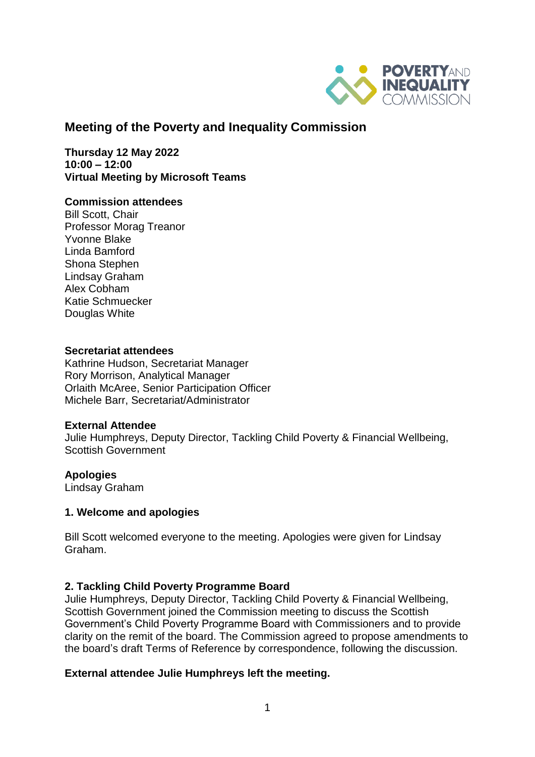# Meeting of the Poverty and Inequality Commission

**Thursday 12 May 2022**
**10:00 – 12:00**
**Virtual Meeting by Microsoft Teams**

**Commission attendees**
Bill Scott, Chair
Professor Morag Treanor
Yvonne Blake
Linda Bamford
Shona Stephen
Lindsay Graham
Alex Cobham
Katie Schmuecker
Douglas White

**Secretariat attendees**
Kathrine Hudson, Secretariat Manager
Rory Morrison, Analytical Manager
Orlaith McAree, Senior Participation Officer
Michele Barr, Secretariat/Administrator

**External Attendee**
Julie Humphreys, Deputy Director, Tackling Child Poverty & Financial Wellbeing, Scottish Government

**Apologies**
Lindsay Graham

## 1. Welcome and apologies

Bill Scott welcomed everyone to the meeting. Apologies were given for Lindsay Graham.

## 2. Tackling Child Poverty Programme Board

Julie Humphreys, Deputy Director, Tackling Child Poverty & Financial Wellbeing, Scottish Government joined the Commission meeting to discuss the Scottish Government's Child Poverty Programme Board with Commissioners and to provide clarity on the remit of the board. The Commission agreed to propose amendments to the board's draft Terms of Reference by correspondence, following the discussion.

**External attendee Julie Humphreys left the meeting.**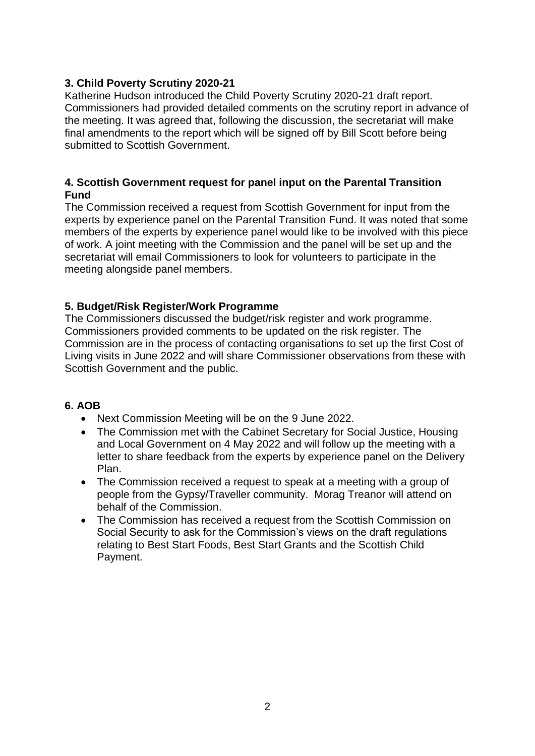## 3. Child Poverty Scrutiny 2020-21

Katherine Hudson introduced the Child Poverty Scrutiny 2020-21 draft report. Commissioners had provided detailed comments on the scrutiny report in advance of the meeting. It was agreed that, following the discussion, the secretariat will make final amendments to the report which will be signed off by Bill Scott before being submitted to Scottish Government.

## 4. Scottish Government request for panel input on the Parental Transition Fund

The Commission received a request from Scottish Government for input from the experts by experience panel on the Parental Transition Fund. It was noted that some members of the experts by experience panel would like to be involved with this piece of work. A joint meeting with the Commission and the panel will be set up and the secretariat will email Commissioners to look for volunteers to participate in the meeting alongside panel members.

## 5. Budget/Risk Register/Work Programme

The Commissioners discussed the budget/risk register and work programme. Commissioners provided comments to be updated on the risk register. The Commission are in the process of contacting organisations to set up the first Cost of Living visits in June 2022 and will share Commissioner observations from these with Scottish Government and the public.

## 6. AOB

- Next Commission Meeting will be on the 9 June 2022.
- The Commission met with the Cabinet Secretary for Social Justice, Housing and Local Government on 4 May 2022 and will follow up the meeting with a letter to share feedback from the experts by experience panel on the Delivery Plan.
- The Commission received a request to speak at a meeting with a group of people from the Gypsy/Traveller community. Morag Treanor will attend on behalf of the Commission.
- The Commission has received a request from the Scottish Commission on Social Security to ask for the Commission's views on the draft regulations relating to Best Start Foods, Best Start Grants and the Scottish Child Payment.